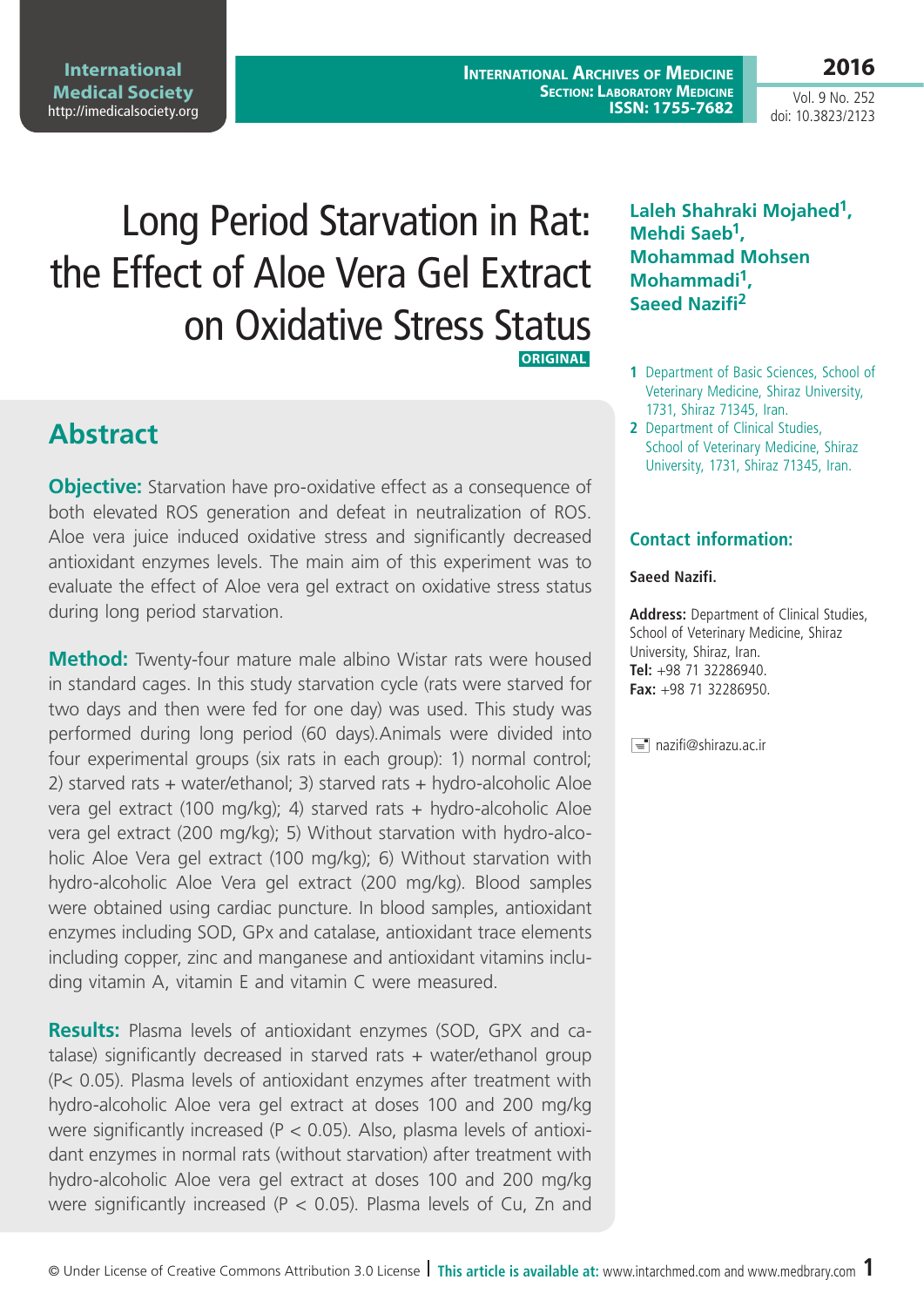# Long Period Starvation in Rat: the Effect of Aloe Vera Gel Extract on Oxidative Stress Status

**ORIGINAL**

**Laleh Shahraki Mojahed[1], Mehdi Saeb[1], Mohammad Mohsen Mohammadi[1], Saeed Nazifi[2]**

1 Department of Basic Sciences, School of Veterinary Medicine, Shiraz University, 1731, Shiraz 71345, Iran.

2 Department of Clinical Studies, School of Veterinary Medicine, Shiraz University, 1731, Shiraz 71345, Iran.

### Contact information:

**Saeed Nazifi.**

**Address:** Department of Clinical Studies, School of Veterinary Medicine, Shiraz University, Shiraz, Iran.
**Tel:** +98 71 32286940.
**Fax:** +98 71 32286950.

nazifi@shirazu.ac.ir

## Abstract

**Objective:** Starvation have pro-oxidative effect as a consequence of both elevated ROS generation and defeat in neutralization of ROS. Aloe vera juice induced oxidative stress and significantly decreased antioxidant enzymes levels. The main aim of this experiment was to evaluate the effect of Aloe vera gel extract on oxidative stress status during long period starvation.

**Method:** Twenty-four mature male albino Wistar rats were housed in standard cages. In this study starvation cycle (rats were starved for two days and then were fed for one day) was used. This study was performed during long period (60 days).Animals were divided into four experimental groups (six rats in each group): 1) normal control; 2) starved rats + water/ethanol; 3) starved rats + hydro-alcoholic Aloe vera gel extract (100 mg/kg); 4) starved rats + hydro-alcoholic Aloe vera gel extract (200 mg/kg); 5) Without starvation with hydro-alcoholic Aloe Vera gel extract (100 mg/kg); 6) Without starvation with hydro-alcoholic Aloe Vera gel extract (200 mg/kg). Blood samples were obtained using cardiac puncture. In blood samples, antioxidant enzymes including SOD, GPx and catalase, antioxidant trace elements including copper, zinc and manganese and antioxidant vitamins including vitamin A, vitamin E and vitamin C were measured.

**Results:** Plasma levels of antioxidant enzymes (SOD, GPX and catalase) significantly decreased in starved rats + water/ethanol group ($P < 0.05$). Plasma levels of antioxidant enzymes after treatment with hydro-alcoholic Aloe vera gel extract at doses 100 and 200 mg/kg were significantly increased ($P < 0.05$). Also, plasma levels of antioxidant enzymes in normal rats (without starvation) after treatment with hydro-alcoholic Aloe vera gel extract at doses 100 and 200 mg/kg were significantly increased ($P < 0.05$). Plasma levels of Cu, Zn and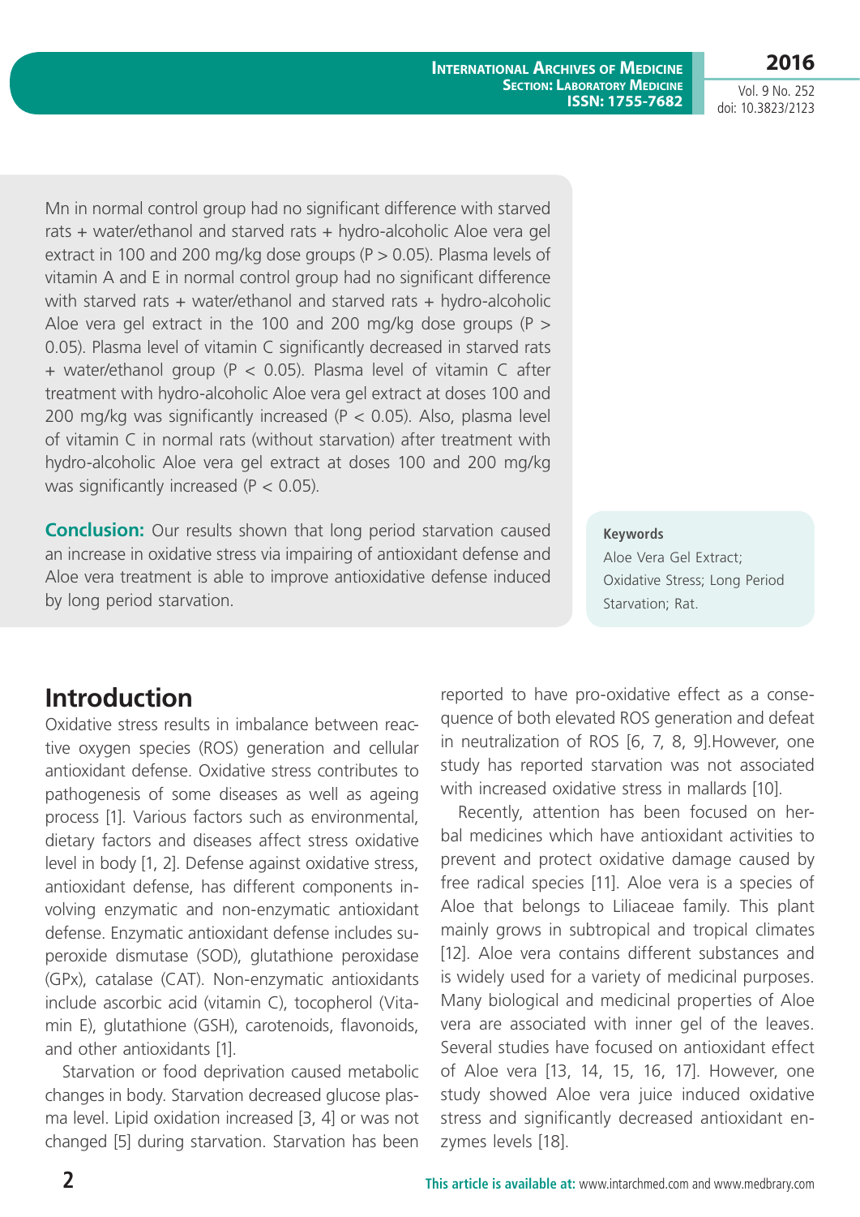Mn in normal control group had no significant difference with starved rats + water/ethanol and starved rats + hydro-alcoholic Aloe vera gel extract in 100 and 200 mg/kg dose groups ($P > 0.05$). Plasma levels of vitamin A and E in normal control group had no significant difference with starved rats + water/ethanol and starved rats + hydro-alcoholic Aloe vera gel extract in the 100 and 200 mg/kg dose groups ($P > 0.05$). Plasma level of vitamin C significantly decreased in starved rats + water/ethanol group ($P < 0.05$). Plasma level of vitamin C after treatment with hydro-alcoholic Aloe vera gel extract at doses 100 and 200 mg/kg was significantly increased ($P < 0.05$). Also, plasma level of vitamin C in normal rats (without starvation) after treatment with hydro-alcoholic Aloe vera gel extract at doses 100 and 200 mg/kg was significantly increased ($P < 0.05$).

**Conclusion:** Our results shown that long period starvation caused an increase in oxidative stress via impairing of antioxidant defense and Aloe vera treatment is able to improve antioxidative defense induced by long period starvation.

**Keywords**

Aloe Vera Gel Extract; Oxidative Stress; Long Period Starvation; Rat.

## Introduction

Oxidative stress results in imbalance between reactive oxygen species (ROS) generation and cellular antioxidant defense. Oxidative stress contributes to pathogenesis of some diseases as well as ageing process [1]. Various factors such as environmental, dietary factors and diseases affect stress oxidative level in body [1, 2]. Defense against oxidative stress, antioxidant defense, has different components involving enzymatic and non-enzymatic antioxidant defense. Enzymatic antioxidant defense includes superoxide dismutase (SOD), glutathione peroxidase (GPx), catalase (CAT). Non-enzymatic antioxidants include ascorbic acid (vitamin C), tocopherol (Vitamin E), glutathione (GSH), carotenoids, flavonoids, and other antioxidants [1].

Starvation or food deprivation caused metabolic changes in body. Starvation decreased glucose plasma level. Lipid oxidation increased [3, 4] or was not changed [5] during starvation. Starvation has been reported to have pro-oxidative effect as a consequence of both elevated ROS generation and defeat in neutralization of ROS [6, 7, 8, 9].However, one study has reported starvation was not associated with increased oxidative stress in mallards [10].

Recently, attention has been focused on herbal medicines which have antioxidant activities to prevent and protect oxidative damage caused by free radical species [11]. Aloe vera is a species of Aloe that belongs to Liliaceae family. This plant mainly grows in subtropical and tropical climates [12]. Aloe vera contains different substances and is widely used for a variety of medicinal purposes. Many biological and medicinal properties of Aloe vera are associated with inner gel of the leaves. Several studies have focused on antioxidant effect of Aloe vera [13, 14, 15, 16, 17]. However, one study showed Aloe vera juice induced oxidative stress and significantly decreased antioxidant enzymes levels [18].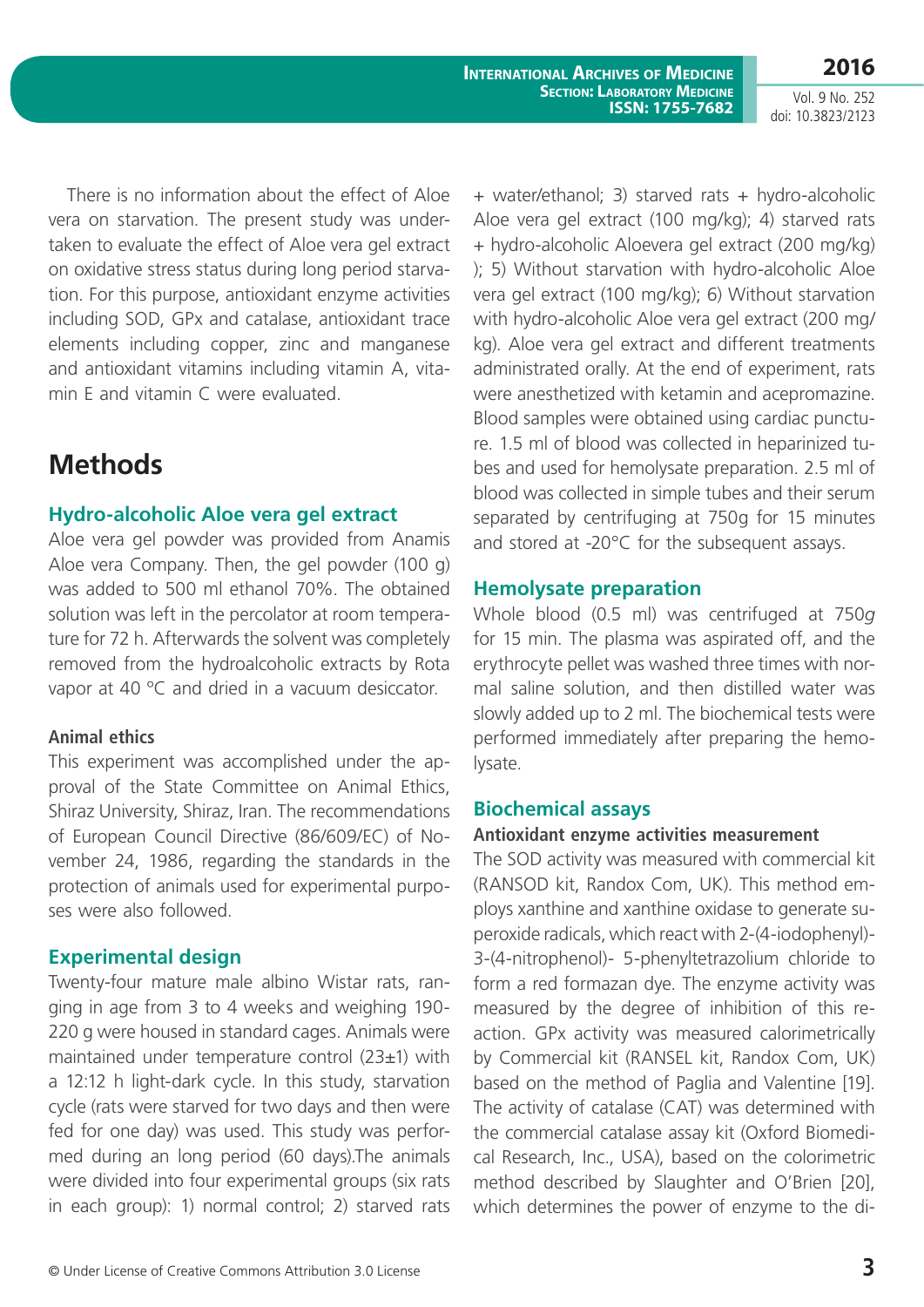There is no information about the effect of Aloe vera on starvation. The present study was undertaken to evaluate the effect of Aloe vera gel extract on oxidative stress status during long period starvation. For this purpose, antioxidant enzyme activities including SOD, GPx and catalase, antioxidant trace elements including copper, zinc and manganese and antioxidant vitamins including vitamin A, vitamin E and vitamin C were evaluated.

## Methods

### Hydro-alcoholic Aloe vera gel extract

Aloe vera gel powder was provided from Anamis Aloe vera Company. Then, the gel powder (100 g) was added to 500 ml ethanol 70%. The obtained solution was left in the percolator at room temperature for 72 h. Afterwards the solvent was completely removed from the hydroalcoholic extracts by Rota vapor at 40 °C and dried in a vacuum desiccator.

#### Animal ethics

This experiment was accomplished under the approval of the State Committee on Animal Ethics, Shiraz University, Shiraz, Iran. The recommendations of European Council Directive (86/609/EC) of November 24, 1986, regarding the standards in the protection of animals used for experimental purposes were also followed.

### Experimental design

Twenty-four mature male albino Wistar rats, ranging in age from 3 to 4 weeks and weighing 190-220 g were housed in standard cages. Animals were maintained under temperature control (23±1) with a 12:12 h light-dark cycle. In this study, starvation cycle (rats were starved for two days and then were fed for one day) was used. This study was performed during an long period (60 days).The animals were divided into four experimental groups (six rats in each group): 1) normal control; 2) starved rats + water/ethanol; 3) starved rats + hydro-alcoholic Aloe vera gel extract (100 mg/kg); 4) starved rats + hydro-alcoholic Aloevera gel extract (200 mg/kg) ); 5) Without starvation with hydro-alcoholic Aloe vera gel extract (100 mg/kg); 6) Without starvation with hydro-alcoholic Aloe vera gel extract (200 mg/kg). Aloe vera gel extract and different treatments administrated orally. At the end of experiment, rats were anesthetized with ketamin and acepromazine. Blood samples were obtained using cardiac puncture. 1.5 ml of blood was collected in heparinized tubes and used for hemolysate preparation. 2.5 ml of blood was collected in simple tubes and their serum separated by centrifuging at 750g for 15 minutes and stored at -20°C for the subsequent assays.

### Hemolysate preparation

Whole blood (0.5 ml) was centrifuged at 750*g* for 15 min. The plasma was aspirated off, and the erythrocyte pellet was washed three times with normal saline solution, and then distilled water was slowly added up to 2 ml. The biochemical tests were performed immediately after preparing the hemolysate.

### Biochemical assays

#### Antioxidant enzyme activities measurement

The SOD activity was measured with commercial kit (RANSOD kit, Randox Com, UK). This method employs xanthine and xanthine oxidase to generate superoxide radicals, which react with 2-(4-iodophenyl)-3-(4-nitrophenol)- 5-phenyltetrazolium chloride to form a red formazan dye. The enzyme activity was measured by the degree of inhibition of this reaction. GPx activity was measured calorimetrically by Commercial kit (RANSEL kit, Randox Com, UK) based on the method of Paglia and Valentine [19]. The activity of catalase (CAT) was determined with the commercial catalase assay kit (Oxford Biomedical Research, Inc., USA), based on the colorimetric method described by Slaughter and O'Brien [20], which determines the power of enzyme to the di-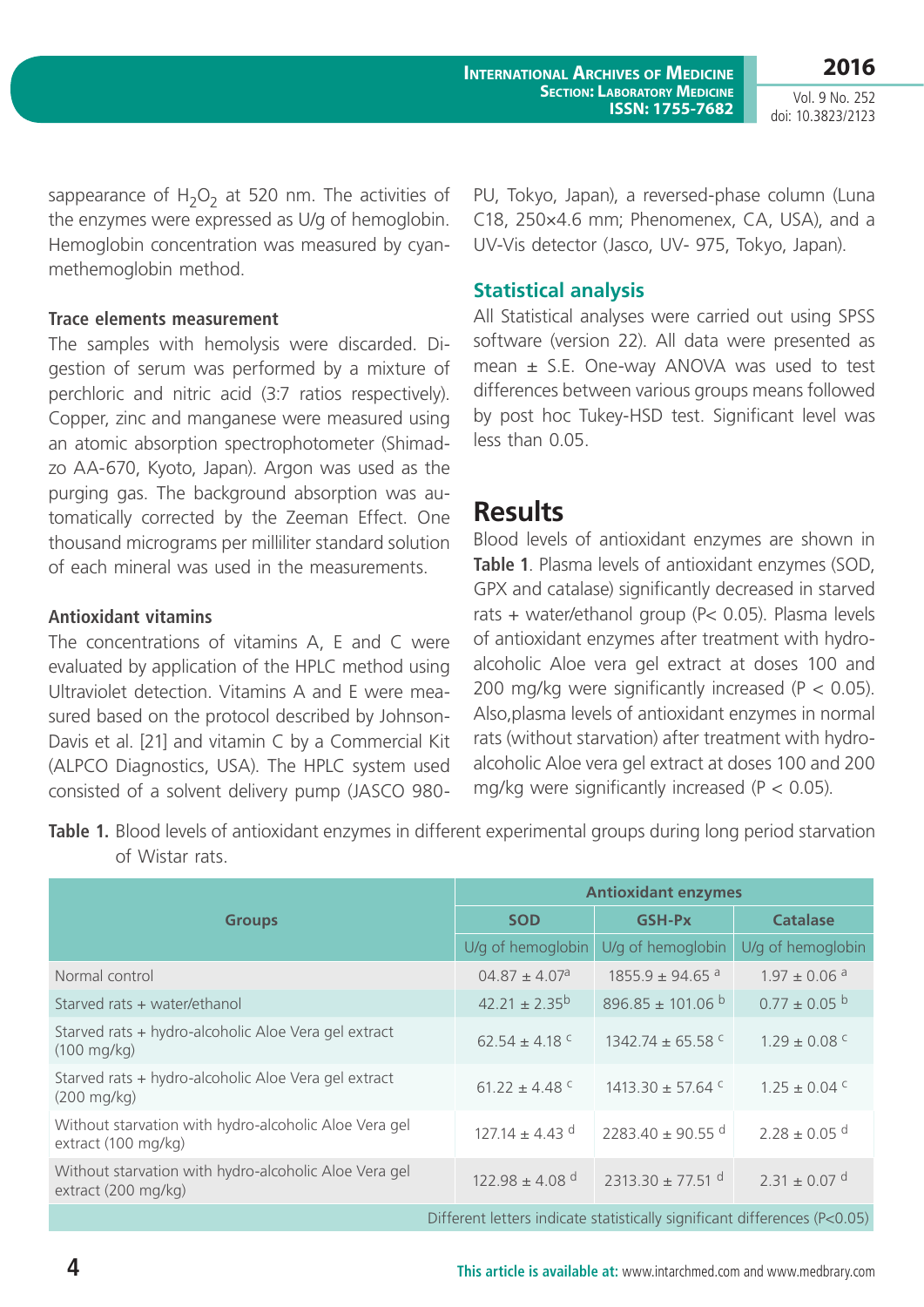sappearance of $H_2O_2$ at 520 nm. The activities of the enzymes were expressed as U/g of hemoglobin. Hemoglobin concentration was measured by cyanmethemoglobin method.

**Trace elements measurement**

The samples with hemolysis were discarded. Digestion of serum was performed by a mixture of perchloric and nitric acid (3:7 ratios respectively). Copper, zinc and manganese were measured using an atomic absorption spectrophotometer (Shimadzo AA-670, Kyoto, Japan). Argon was used as the purging gas. The background absorption was automatically corrected by the Zeeman Effect. One thousand micrograms per milliliter standard solution of each mineral was used in the measurements.

**Antioxidant vitamins**

The concentrations of vitamins A, E and C were evaluated by application of the HPLC method using Ultraviolet detection. Vitamins A and E were measured based on the protocol described by Johnson-Davis et al. [21] and vitamin C by a Commercial Kit (ALPCO Diagnostics, USA). The HPLC system used consisted of a solvent delivery pump (JASCO 980-PU, Tokyo, Japan), a reversed-phase column (Luna C18, 250×4.6 mm; Phenomenex, CA, USA), and a UV-Vis detector (Jasco, UV- 975, Tokyo, Japan).

### Statistical analysis

All Statistical analyses were carried out using SPSS software (version 22). All data were presented as mean ± S.E. One-way ANOVA was used to test differences between various groups means followed by post hoc Tukey-HSD test. Significant level was less than 0.05.

## Results

Blood levels of antioxidant enzymes are shown in **Table 1**. Plasma levels of antioxidant enzymes (SOD, GPX and catalase) significantly decreased in starved rats + water/ethanol group ($P< 0.05$). Plasma levels of antioxidant enzymes after treatment with hydro-alcoholic Aloe vera gel extract at doses 100 and 200 mg/kg were significantly increased ($P < 0.05$). Also,plasma levels of antioxidant enzymes in normal rats (without starvation) after treatment with hydro-alcoholic Aloe vera gel extract at doses 100 and 200 mg/kg were significantly increased ($P < 0.05$).

**Table 1.** Blood levels of antioxidant enzymes in different experimental groups during long period starvation of Wistar rats.

| Groups | Antioxidant enzymes | | |
|---|---|---|---|
| | SOD | GSH-Px | Catalase |
| | U/g of hemoglobin | U/g of hemoglobin | U/g of hemoglobin |
| Normal control | 04.87 ± 4.07[a] | 1855.9 ± 94.65 [a] | 1.97 ± 0.06 [a] |
| Starved rats + water/ethanol | 42.21 ± 2.35[b] | 896.85 ± 101.06 [b] | 0.77 ± 0.05 [b] |
| Starved rats + hydro-alcoholic Aloe Vera gel extract (100 mg/kg) | 62.54 ± 4.18 [c] | 1342.74 ± 65.58 [c] | 1.29 ± 0.08 [c] |
| Starved rats + hydro-alcoholic Aloe Vera gel extract (200 mg/kg) | 61.22 ± 4.48 [c] | 1413.30 ± 57.64 [c] | 1.25 ± 0.04 [c] |
| Without starvation with hydro-alcoholic Aloe Vera gel extract (100 mg/kg) | 127.14 ± 4.43 [d] | 2283.40 ± 90.55 [d] | 2.28 ± 0.05 [d] |
| Without starvation with hydro-alcoholic Aloe Vera gel extract (200 mg/kg) | 122.98 ± 4.08 [d] | 2313.30 ± 77.51 [d] | 2.31 ± 0.07 [d] |

Different letters indicate statistically significant differences ($P<0.05$)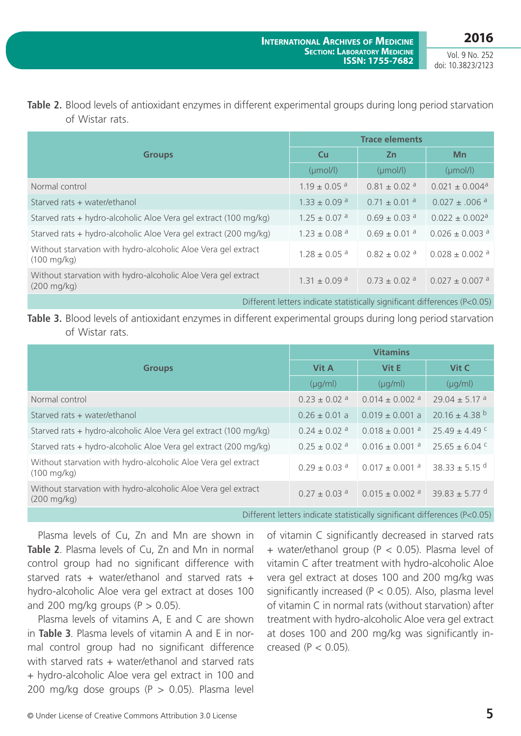**Table 2.** Blood levels of antioxidant enzymes in different experimental groups during long period starvation of Wistar rats.

| Groups | Trace elements | | |
|---|---|---|---|
| | Cu | Zn | Mn |
| | (μmol/l) | (μmol/l) | (μmol/l) |
| Normal control | 1.19 ± 0.05 [a] | 0.81 ± 0.02 [a] | 0.021 ± 0.004[a] |
| Starved rats + water/ethanol | 1.33 ± 0.09 [a] | 0.71 ± 0.01 [a] | 0.027 ± .006 [a] |
| Starved rats + hydro-alcoholic Aloe Vera gel extract (100 mg/kg) | 1.25 ± 0.07 [a] | 0.69 ± 0.03 [a] | 0.022 ± 0.002[a] |
| Starved rats + hydro-alcoholic Aloe Vera gel extract (200 mg/kg) | 1.23 ± 0.08 [a] | 0.69 ± 0.01 [a] | 0.026 ± 0.003 [a] |
| Without starvation with hydro-alcoholic Aloe Vera gel extract (100 mg/kg) | 1.28 ± 0.05 [a] | 0.82 ± 0.02 [a] | 0.028 ± 0.002 [a] |
| Without starvation with hydro-alcoholic Aloe Vera gel extract (200 mg/kg) | 1.31 ± 0.09 [a] | 0.73 ± 0.02 [a] | 0.027 ± 0.007 [a] |

Different letters indicate statistically significant differences (P<0.05)

**Table 3.** Blood levels of antioxidant enzymes in different experimental groups during long period starvation of Wistar rats.

| Groups | Vitamins | | |
|---|---|---|---|
| | Vit A | Vit E | Vit C |
| | (μg/ml) | (μg/ml) | (μg/ml) |
| Normal control | 0.23 ± 0.02 [a] | 0.014 ± 0.002 [a] | 29.04 ± 5.17 [a] |
| Starved rats + water/ethanol | 0.26 ± 0.01 a | 0.019 ± 0.001 a | 20.16 ± 4.38 [b] |
| Starved rats + hydro-alcoholic Aloe Vera gel extract (100 mg/kg) | 0.24 ± 0.02 [a] | 0.018 ± 0.001 [a] | 25.49 ± 4.49 [c] |
| Starved rats + hydro-alcoholic Aloe Vera gel extract (200 mg/kg) | 0.25 ± 0.02 [a] | 0.016 ± 0.001 [a] | 25.65 ± 6.04 [c] |
| Without starvation with hydro-alcoholic Aloe Vera gel extract (100 mg/kg) | 0.29 ± 0.03 [a] | 0.017 ± 0.001 [a] | 38.33 ± 5.15 [d] |
| Without starvation with hydro-alcoholic Aloe Vera gel extract (200 mg/kg) | 0.27 ± 0.03 [a] | 0.015 ± 0.002 [a] | 39.83 ± 5.77 [d] |

Different letters indicate statistically significant differences (P<0.05)

Plasma levels of Cu, Zn and Mn are shown in **Table 2**. Plasma levels of Cu, Zn and Mn in normal control group had no significant difference with starved rats + water/ethanol and starved rats + hydro-alcoholic Aloe vera gel extract at doses 100 and 200 mg/kg groups ($P > 0.05$).

Plasma levels of vitamins A, E and C are shown in **Table 3**. Plasma levels of vitamin A and E in normal control group had no significant difference with starved rats + water/ethanol and starved rats + hydro-alcoholic Aloe vera gel extract in 100 and 200 mg/kg dose groups ($P > 0.05$). Plasma level of vitamin C significantly decreased in starved rats + water/ethanol group ($P < 0.05$). Plasma level of vitamin C after treatment with hydro-alcoholic Aloe vera gel extract at doses 100 and 200 mg/kg was significantly increased ($P < 0.05$). Also, plasma level of vitamin C in normal rats (without starvation) after treatment with hydro-alcoholic Aloe vera gel extract at doses 100 and 200 mg/kg was significantly increased ($P < 0.05$).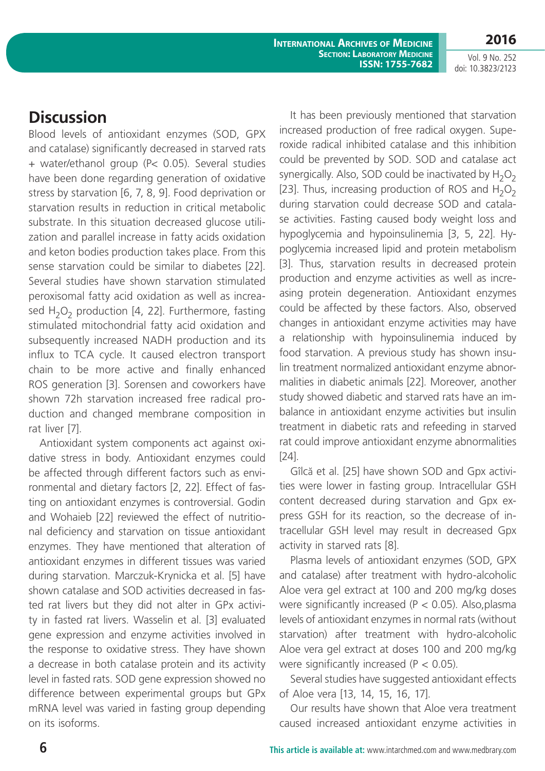## Discussion

Blood levels of antioxidant enzymes (SOD, GPX and catalase) significantly decreased in starved rats + water/ethanol group (P< 0.05). Several studies have been done regarding generation of oxidative stress by starvation [6, 7, 8, 9]. Food deprivation or starvation results in reduction in critical metabolic substrate. In this situation decreased glucose utilization and parallel increase in fatty acids oxidation and keton bodies production takes place. From this sense starvation could be similar to diabetes [22]. Several studies have shown starvation stimulated peroxisomal fatty acid oxidation as well as increased $H_2O_2$ production [4, 22]. Furthermore, fasting stimulated mitochondrial fatty acid oxidation and subsequently increased NADH production and its influx to TCA cycle. It caused electron transport chain to be more active and finally enhanced ROS generation [3]. Sorensen and coworkers have shown 72h starvation increased free radical production and changed membrane composition in rat liver [7].

Antioxidant system components act against oxidative stress in body. Antioxidant enzymes could be affected through different factors such as environmental and dietary factors [2, 22]. Effect of fasting on antioxidant enzymes is controversial. Godin and Wohaieb [22] reviewed the effect of nutritional deficiency and starvation on tissue antioxidant enzymes. They have mentioned that alteration of antioxidant enzymes in different tissues was varied during starvation. Marczuk-Krynicka et al. [5] have shown catalase and SOD activities decreased in fasted rat livers but they did not alter in GPx activity in fasted rat livers. Wasselin et al. [3] evaluated gene expression and enzyme activities involved in the response to oxidative stress. They have shown a decrease in both catalase protein and its activity level in fasted rats. SOD gene expression showed no difference between experimental groups but GPx mRNA level was varied in fasting group depending on its isoforms.

It has been previously mentioned that starvation increased production of free radical oxygen. Superoxide radical inhibited catalase and this inhibition could be prevented by SOD. SOD and catalase act synergically. Also, SOD could be inactivated by $H_2O_2$ [23]. Thus, increasing production of ROS and $H_2O_2$ during starvation could decrease SOD and catalase activities. Fasting caused body weight loss and hypoglycemia and hypoinsulinemia [3, 5, 22]. Hypoglycemia increased lipid and protein metabolism [3]. Thus, starvation results in decreased protein production and enzyme activities as well as increasing protein degeneration. Antioxidant enzymes could be affected by these factors. Also, observed changes in antioxidant enzyme activities may have a relationship with hypoinsulinemia induced by food starvation. A previous study has shown insulin treatment normalized antioxidant enzyme abnormalities in diabetic animals [22]. Moreover, another study showed diabetic and starved rats have an imbalance in antioxidant enzyme activities but insulin treatment in diabetic rats and refeeding in starved rat could improve antioxidant enzyme abnormalities [24].

Gîlcă et al. [25] have shown SOD and Gpx activities were lower in fasting group. Intracellular GSH content decreased during starvation and Gpx express GSH for its reaction, so the decrease of intracellular GSH level may result in decreased Gpx activity in starved rats [8].

Plasma levels of antioxidant enzymes (SOD, GPX and catalase) after treatment with hydro-alcoholic Aloe vera gel extract at 100 and 200 mg/kg doses were significantly increased (P < 0.05). Also,plasma levels of antioxidant enzymes in normal rats (without starvation) after treatment with hydro-alcoholic Aloe vera gel extract at doses 100 and 200 mg/kg were significantly increased (P < 0.05).

Several studies have suggested antioxidant effects of Aloe vera [13, 14, 15, 16, 17].

Our results have shown that Aloe vera treatment caused increased antioxidant enzyme activities in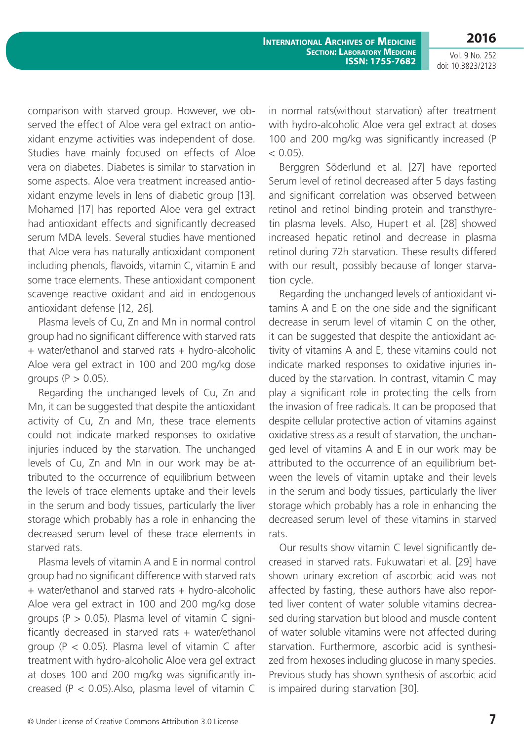comparison with starved group. However, we observed the effect of Aloe vera gel extract on antioxidant enzyme activities was independent of dose. Studies have mainly focused on effects of Aloe vera on diabetes. Diabetes is similar to starvation in some aspects. Aloe vera treatment increased antioxidant enzyme levels in lens of diabetic group [13]. Mohamed [17] has reported Aloe vera gel extract had antioxidant effects and significantly decreased serum MDA levels. Several studies have mentioned that Aloe vera has naturally antioxidant component including phenols, flavoids, vitamin C, vitamin E and some trace elements. These antioxidant component scavenge reactive oxidant and aid in endogenous antioxidant defense [12, 26].

Plasma levels of Cu, Zn and Mn in normal control group had no significant difference with starved rats + water/ethanol and starved rats + hydro-alcoholic Aloe vera gel extract in 100 and 200 mg/kg dose groups ($P > 0.05$).

Regarding the unchanged levels of Cu, Zn and Mn, it can be suggested that despite the antioxidant activity of Cu, Zn and Mn, these trace elements could not indicate marked responses to oxidative injuries induced by the starvation. The unchanged levels of Cu, Zn and Mn in our work may be attributed to the occurrence of equilibrium between the levels of trace elements uptake and their levels in the serum and body tissues, particularly the liver storage which probably has a role in enhancing the decreased serum level of these trace elements in starved rats.

Plasma levels of vitamin A and E in normal control group had no significant difference with starved rats + water/ethanol and starved rats + hydro-alcoholic Aloe vera gel extract in 100 and 200 mg/kg dose groups ($P > 0.05$). Plasma level of vitamin C significantly decreased in starved rats + water/ethanol group ($P < 0.05$). Plasma level of vitamin C after treatment with hydro-alcoholic Aloe vera gel extract at doses 100 and 200 mg/kg was significantly increased ($P < 0.05$).Also, plasma level of vitamin C in normal rats(without starvation) after treatment with hydro-alcoholic Aloe vera gel extract at doses 100 and 200 mg/kg was significantly increased ($P < 0.05$).

Berggren Söderlund et al. [27] have reported Serum level of retinol decreased after 5 days fasting and significant correlation was observed between retinol and retinol binding protein and transthyretin plasma levels. Also, Hupert et al. [28] showed increased hepatic retinol and decrease in plasma retinol during 72h starvation. These results differed with our result, possibly because of longer starvation cycle.

Regarding the unchanged levels of antioxidant vitamins A and E on the one side and the significant decrease in serum level of vitamin C on the other, it can be suggested that despite the antioxidant activity of vitamins A and E, these vitamins could not indicate marked responses to oxidative injuries induced by the starvation. In contrast, vitamin C may play a significant role in protecting the cells from the invasion of free radicals. It can be proposed that despite cellular protective action of vitamins against oxidative stress as a result of starvation, the unchanged level of vitamins A and E in our work may be attributed to the occurrence of an equilibrium between the levels of vitamin uptake and their levels in the serum and body tissues, particularly the liver storage which probably has a role in enhancing the decreased serum level of these vitamins in starved rats.

Our results show vitamin C level significantly decreased in starved rats. Fukuwatari et al. [29] have shown urinary excretion of ascorbic acid was not affected by fasting, these authors have also reported liver content of water soluble vitamins decreased during starvation but blood and muscle content of water soluble vitamins were not affected during starvation. Furthermore, ascorbic acid is synthesized from hexoses including glucose in many species. Previous study has shown synthesis of ascorbic acid is impaired during starvation [30].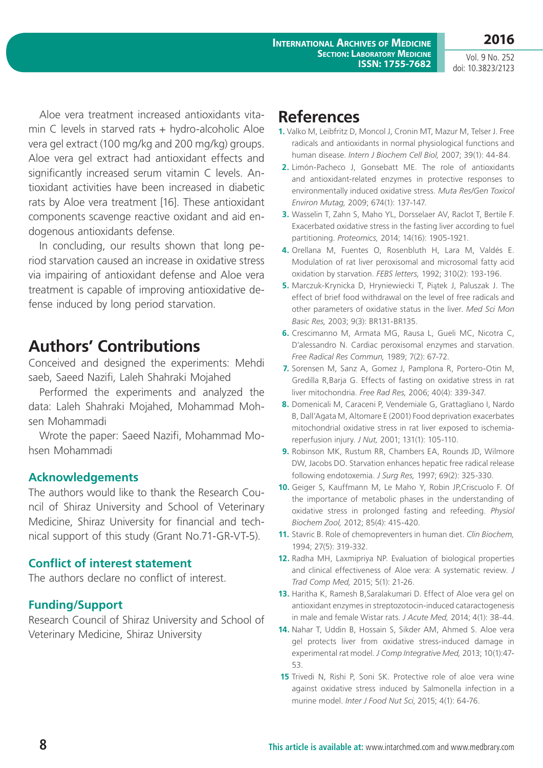Aloe vera treatment increased antioxidants vitamin C levels in starved rats + hydro-alcoholic Aloe vera gel extract (100 mg/kg and 200 mg/kg) groups. Aloe vera gel extract had antioxidant effects and significantly increased serum vitamin C levels. Antioxidant activities have been increased in diabetic rats by Aloe vera treatment [16]. These antioxidant components scavenge reactive oxidant and aid endogenous antioxidants defense.

In concluding, our results shown that long period starvation caused an increase in oxidative stress via impairing of antioxidant defense and Aloe vera treatment is capable of improving antioxidative defense induced by long period starvation.

## Authors' Contributions

Conceived and designed the experiments: Mehdi saeb, Saeed Nazifi, Laleh Shahraki Mojahed

Performed the experiments and analyzed the data: Laleh Shahraki Mojahed, Mohammad Mohsen Mohammadi

Wrote the paper: Saeed Nazifi, Mohammad Mohsen Mohammadi

### Acknowledgements

The authors would like to thank the Research Council of Shiraz University and School of Veterinary Medicine, Shiraz University for financial and technical support of this study (Grant No.71-GR-VT-5).

### Conflict of interest statement

The authors declare no conflict of interest.

### Funding/Support

Research Council of Shiraz University and School of Veterinary Medicine, Shiraz University

## References

1. Valko M, Leibfritz D, Moncol J, Cronin MT, Mazur M, Telser J. Free radicals and antioxidants in normal physiological functions and human disease. *Intern J Biochem Cell Biol,* 2007; 39(1): 44-84.
2. Limón-Pacheco J, Gonsebatt ME. The role of antioxidants and antioxidant-related enzymes in protective responses to environmentally induced oxidative stress. *Muta Res/Gen Toxicol Environ Mutag,* 2009; 674(1): 137-147.
3. Wasselin T, Zahn S, Maho YL, Dorsselaer AV, Raclot T, Bertile F. Exacerbated oxidative stress in the fasting liver according to fuel partitioning. *Proteomics,* 2014; 14(16): 1905-1921.
4. Orellana M, Fuentes O, Rosenbluth H, Lara M, Valdés E. Modulation of rat liver peroxisomal and microsomal fatty acid oxidation by starvation. *FEBS letters,* 1992; 310(2): 193-196.
5. Marczuk-Krynicka D, Hryniewiecki T, Piątek J, Paluszak J. The effect of brief food withdrawal on the level of free radicals and other parameters of oxidative status in the liver. *Med Sci Mon Basic Res,* 2003; 9(3): BR131-BR135.
6. Crescimanno M, Armata MG, Rausa L, Gueli MC, Nicotra C, D'alessandro N. Cardiac peroxisomal enzymes and starvation. *Free Radical Res Commun,* 1989; 7(2): 67-72.
7. Sorensen M, Sanz A, Gomez J, Pamplona R, Portero-Otin M, Gredilla R,Barja G. Effects of fasting on oxidative stress in rat liver mitochondria. *Free Rad Res,* 2006; 40(4): 339-347.
8. Domenicali M, Caraceni P, Vendemiale G, Grattagliano I, Nardo B, Dall'Agata M, Altomare E (2001) Food deprivation exacerbates mitochondrial oxidative stress in rat liver exposed to ischemia-reperfusion injury. *J Nut,* 2001; 131(1): 105-110.
9. Robinson MK, Rustum RR, Chambers EA, Rounds JD, Wilmore DW, Jacobs DO. Starvation enhances hepatic free radical release following endotoxemia. *J Surg Res,* 1997; 69(2): 325-330.
10. Geiger S, Kauffmann M, Le Maho Y, Robin JP,Criscuolo F. Of the importance of metabolic phases in the understanding of oxidative stress in prolonged fasting and refeeding. *Physiol Biochem Zool,* 2012; 85(4): 415-420.
11. Stavric B. Role of chemopreventers in human diet. *Clin Biochem,* 1994; 27(5): 319-332.
12. Radha MH, Laxmipriya NP. Evaluation of biological properties and clinical effectiveness of Aloe vera: A systematic review. *J Trad Comp Med,* 2015; 5(1): 21-26.
13. Haritha K, Ramesh B,Saralakumari D. Effect of Aloe vera gel on antioxidant enzymes in streptozotocin-induced cataractogenesis in male and female Wistar rats. *J Acute Med,* 2014; 4(1): 38-44.
14. Nahar T, Uddin B, Hossain S, Sikder AM, Ahmed S. Aloe vera gel protects liver from oxidative stress-induced damage in experimental rat model. *J Comp Integrative Med,* 2013; 10(1):47-53.
15. Trivedi N, Rishi P, Soni SK. Protective role of aloe vera wine against oxidative stress induced by Salmonella infection in a murine model. *Inter J Food Nut Sci*, 2015; 4(1): 64-76.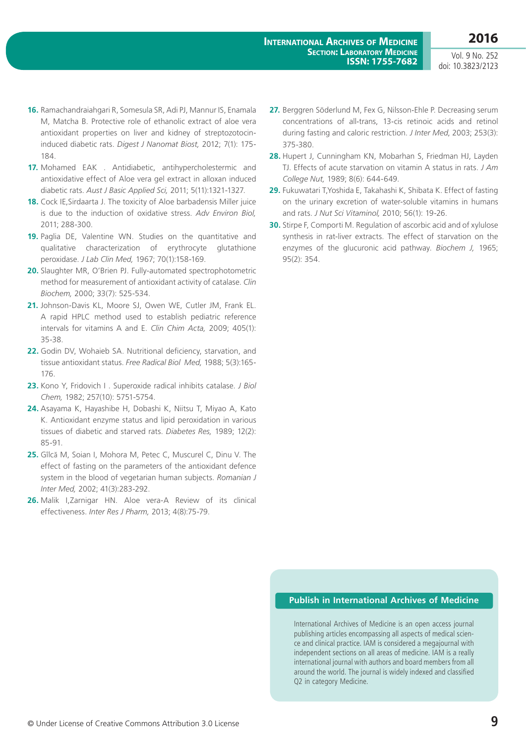16. Ramachandraiahgari R, Somesula SR, Adi PJ, Mannur IS, Enamala M, Matcha B. Protective role of ethanolic extract of aloe vera antioxidant properties on liver and kidney of streptozotocin-induced diabetic rats. *Digest J Nanomat Biost,* 2012; 7(1): 175-184.
17. Mohamed EAK . Antidiabetic, antihypercholestermic and antioxidative effect of Aloe vera gel extract in alloxan induced diabetic rats. *Aust J Basic Applied Sci,* 2011; 5(11):1321-1327.
18. Cock IE,Sirdaarta J. The toxicity of Aloe barbadensis Miller juice is due to the induction of oxidative stress. *Adv Environ Biol,* 2011; 288-300.
19. Paglia DE, Valentine WN. Studies on the quantitative and qualitative characterization of erythrocyte glutathione peroxidase. *J Lab Clin Med,* 1967; 70(1):158-169.
20. Slaughter MR, O'Brien PJ. Fully-automated spectrophotometric method for measurement of antioxidant activity of catalase. *Clin Biochem,* 2000; 33(7): 525-534.
21. Johnson-Davis KL, Moore SJ, Owen WE, Cutler JM, Frank EL. A rapid HPLC method used to establish pediatric reference intervals for vitamins A and E. *Clin Chim Acta,* 2009; 405(1): 35-38.
22. Godin DV, Wohaieb SA. Nutritional deficiency, starvation, and tissue antioxidant status. *Free Radical Biol Med,* 1988; 5(3):165-176.
23. Kono Y, Fridovich I . Superoxide radical inhibits catalase. *J Biol Chem,* 1982; 257(10): 5751-5754.
24. Asayama K, Hayashibe H, Dobashi K, Niitsu T, Miyao A, Kato K. Antioxidant enzyme status and lipid peroxidation in various tissues of diabetic and starved rats. *Diabetes Res,* 1989; 12(2): 85-91.
25. Gîlcă M, Soian I, Mohora M, Petec C, Muscurel C, Dinu V. The effect of fasting on the parameters of the antioxidant defence system in the blood of vegetarian human subjects. *Romanian J Inter Med,* 2002; 41(3):283-292.
26. Malik I,Zarnigar HN. Aloe vera-A Review of its clinical effectiveness. *Inter Res J Pharm,* 2013; 4(8):75-79.
27. Berggren Söderlund M, Fex G, Nilsson-Ehle P. Decreasing serum concentrations of all-trans, 13-cis retinoic acids and retinol during fasting and caloric restriction. *J Inter Med*, 2003; 253(3): 375-380.
28. Hupert J, Cunningham KN, Mobarhan S, Friedman HJ, Layden TJ. Effects of acute starvation on vitamin A status in rats. *J Am College Nut,* 1989; 8(6): 644-649.
29. Fukuwatari T,Yoshida E, Takahashi K, Shibata K. Effect of fasting on the urinary excretion of water-soluble vitamins in humans and rats. *J Nut Sci Vitaminol,* 2010; 56(1): 19-26.
30. Stirpe F, Comporti M. Regulation of ascorbic acid and of xylulose synthesis in rat-liver extracts. The effect of starvation on the enzymes of the glucuronic acid pathway. *Biochem J,* 1965; 95(2): 354.

**Publish in International Archives of Medicine**

International Archives of Medicine is an open access journal publishing articles encompassing all aspects of medical science and clinical practice. IAM is considered a megajournal with independent sections on all areas of medicine. IAM is a really international journal with authors and board members from all around the world. The journal is widely indexed and classified Q2 in category Medicine.

© Under License of Creative Commons Attribution 3.0 License